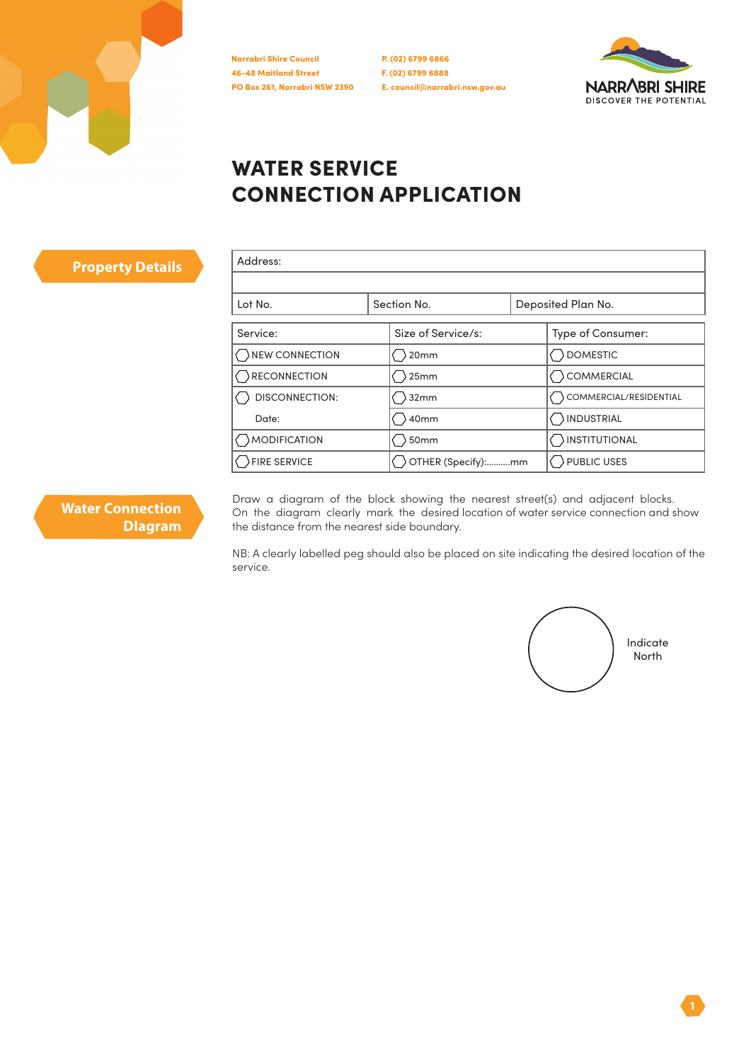Narrabri Shire Council
46-48 Maitland Street
PO Box 261, Narrabri NSW 2390

P. (02) 6799 6866
F. (02) 6799 6888
E. council@narrabri.nsw.gov.au

NARRABRI SHIRE
DISCOVER THE POTENTIAL

# WATER SERVICE CONNECTION APPLICATION

## Property Details

| Address: | | |
|---|---|---|
| | | |
| Lot No. | Section No. | Deposited Plan No. |

| Service: | Size of Service/s: | Type of Consumer: |
|---|---|---|
| ⬡ NEW CONNECTION | ⬡ 20mm | ⬡ DOMESTIC |
| ⬡ RECONNECTION | ⬡ 25mm | ⬡ COMMERCIAL |
| ⬡ DISCONNECTION: | ⬡ 32mm | ⬡ COMMERCIAL/RESIDENTIAL |
| Date: | ⬡ 40mm | ⬡ INDUSTRIAL |
| ⬡ MODIFICATION | ⬡ 50mm | ⬡ INSTITUTIONAL |
| ⬡ FIRE SERVICE | ⬡ OTHER (Specify):..........mm | ⬡ PUBLIC USES |

## Water Connection Diagram

Draw a diagram of the block showing the nearest street(s) and adjacent blocks. On the diagram clearly mark the desired location of water service connection and show the distance from the nearest side boundary.

NB: A clearly labelled peg should also be placed on site indicating the desired location of the service.

Indicate North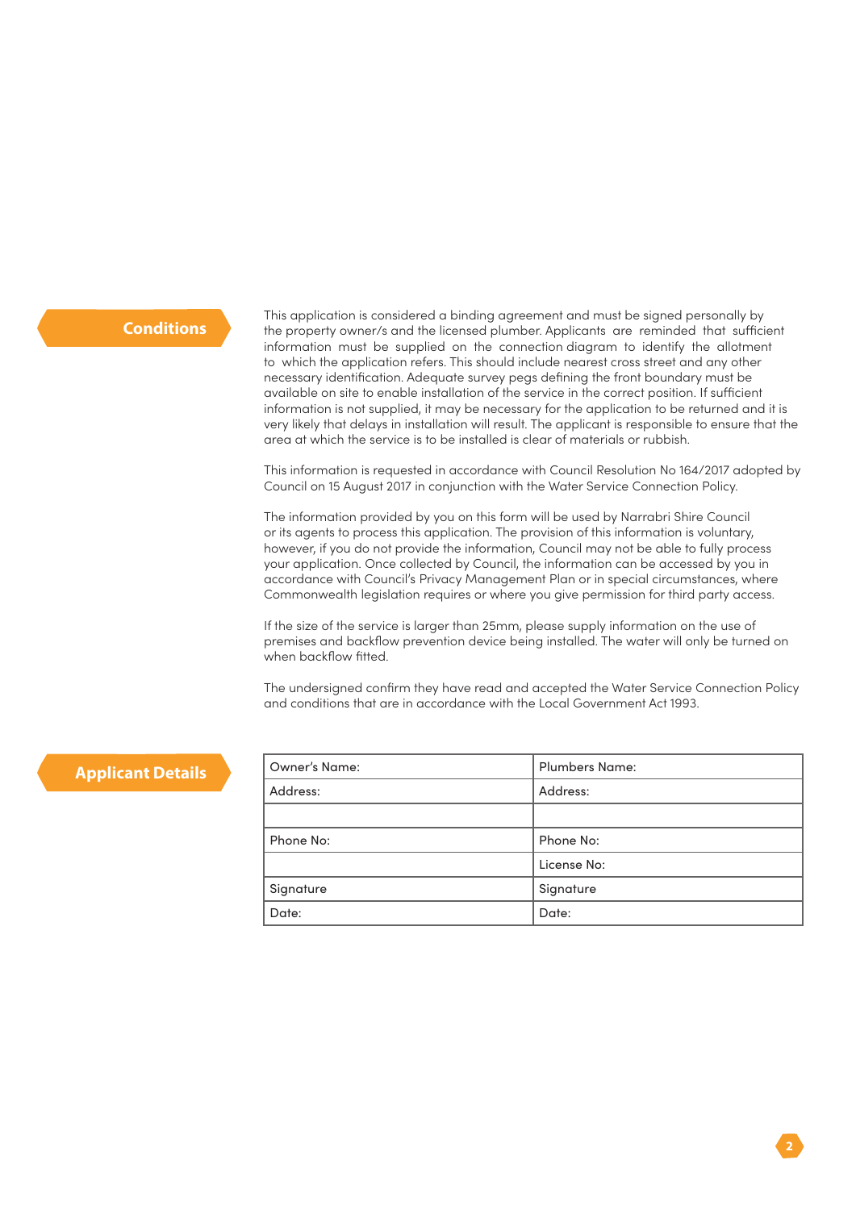## Conditions

This application is considered a binding agreement and must be signed personally by the property owner/s and the licensed plumber. Applicants are reminded that sufficient information must be supplied on the connection diagram to identify the allotment to which the application refers. This should include nearest cross street and any other necessary identification. Adequate survey pegs defining the front boundary must be available on site to enable installation of the service in the correct position. If sufficient information is not supplied, it may be necessary for the application to be returned and it is very likely that delays in installation will result. The applicant is responsible to ensure that the area at which the service is to be installed is clear of materials or rubbish.

This information is requested in accordance with Council Resolution No 164/2017 adopted by Council on 15 August 2017 in conjunction with the Water Service Connection Policy.

The information provided by you on this form will be used by Narrabri Shire Council or its agents to process this application. The provision of this information is voluntary, however, if you do not provide the information, Council may not be able to fully process your application. Once collected by Council, the information can be accessed by you in accordance with Council's Privacy Management Plan or in special circumstances, where Commonwealth legislation requires or where you give permission for third party access.

If the size of the service is larger than 25mm, please supply information on the use of premises and backflow prevention device being installed. The water will only be turned on when backflow fitted.

The undersigned confirm they have read and accepted the Water Service Connection Policy and conditions that are in accordance with the Local Government Act 1993.

## Applicant Details

| | |
|---|---|
| Owner's Name: | Plumbers Name: |
| Address: | Address: |
| | |
| Phone No: | Phone No: |
| | License No: |
| Signature | Signature |
| Date: | Date: |